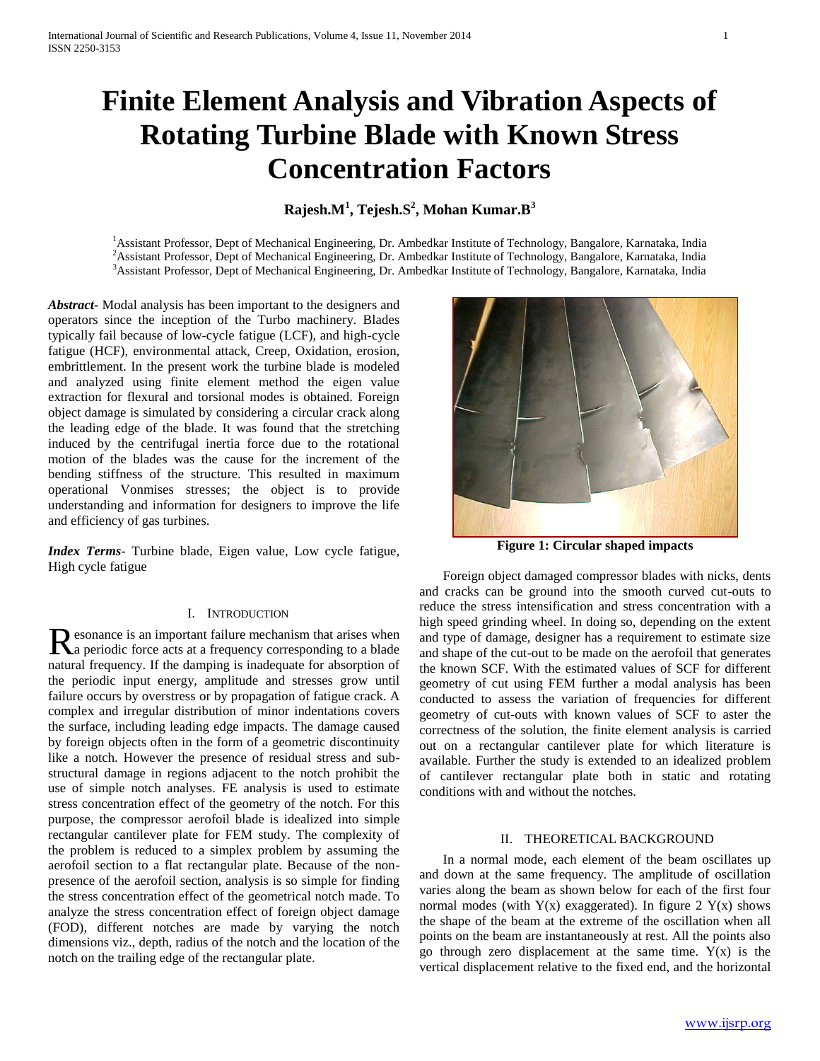# Finite Element Analysis and Vibration Aspects of Rotating Turbine Blade with Known Stress Concentration Factors

**Rajesh.M[1], Tejesh.S[2], Mohan Kumar.B[3]**

[1]Assistant Professor, Dept of Mechanical Engineering, Dr. Ambedkar Institute of Technology, Bangalore, Karnataka, India
[2]Assistant Professor, Dept of Mechanical Engineering, Dr. Ambedkar Institute of Technology, Bangalore, Karnataka, India
[3]Assistant Professor, Dept of Mechanical Engineering, Dr. Ambedkar Institute of Technology, Bangalore, Karnataka, India

***Abstract-*** Modal analysis has been important to the designers and operators since the inception of the Turbo machinery. Blades typically fail because of low-cycle fatigue (LCF), and high-cycle fatigue (HCF), environmental attack, Creep, Oxidation, erosion, embrittlement. In the present work the turbine blade is modeled and analyzed using finite element method the eigen value extraction for flexural and torsional modes is obtained. Foreign object damage is simulated by considering a circular crack along the leading edge of the blade. It was found that the stretching induced by the centrifugal inertia force due to the rotational motion of the blades was the cause for the increment of the bending stiffness of the structure. This resulted in maximum operational Vonmises stresses; the object is to provide understanding and information for designers to improve the life and efficiency of gas turbines.

***Index Terms-*** Turbine blade, Eigen value, Low cycle fatigue, High cycle fatigue

## I. Introduction

Resonance is an important failure mechanism that arises when a periodic force acts at a frequency corresponding to a blade natural frequency. If the damping is inadequate for absorption of the periodic input energy, amplitude and stresses grow until failure occurs by overstress or by propagation of fatigue crack. A complex and irregular distribution of minor indentations covers the surface, including leading edge impacts. The damage caused by foreign objects often in the form of a geometric discontinuity like a notch. However the presence of residual stress and sub-structural damage in regions adjacent to the notch prohibit the use of simple notch analyses. FE analysis is used to estimate stress concentration effect of the geometry of the notch. For this purpose, the compressor aerofoil blade is idealized into simple rectangular cantilever plate for FEM study. The complexity of the problem is reduced to a simplex problem by assuming the aerofoil section to a flat rectangular plate. Because of the non-presence of the aerofoil section, analysis is so simple for finding the stress concentration effect of the geometrical notch made. To analyze the stress concentration effect of foreign object damage (FOD), different notches are made by varying the notch dimensions viz., depth, radius of the notch and the location of the notch on the trailing edge of the rectangular plate.

**Figure 1: Circular shaped impacts**

Foreign object damaged compressor blades with nicks, dents and cracks can be ground into the smooth curved cut-outs to reduce the stress intensification and stress concentration with a high speed grinding wheel. In doing so, depending on the extent and type of damage, designer has a requirement to estimate size and shape of the cut-out to be made on the aerofoil that generates the known SCF. With the estimated values of SCF for different geometry of cut using FEM further a modal analysis has been conducted to assess the variation of frequencies for different geometry of cut-outs with known values of SCF to aster the correctness of the solution, the finite element analysis is carried out on a rectangular cantilever plate for which literature is available. Further the study is extended to an idealized problem of cantilever rectangular plate both in static and rotating conditions with and without the notches.

## II. Theoretical Background

In a normal mode, each element of the beam oscillates up and down at the same frequency. The amplitude of oscillation varies along the beam as shown below for each of the first four normal modes (with Y(x) exaggerated). In figure 2 Y(x) shows the shape of the beam at the extreme of the oscillation when all points on the beam are instantaneously at rest. All the points also go through zero displacement at the same time. Y(x) is the vertical displacement relative to the fixed end, and the horizontal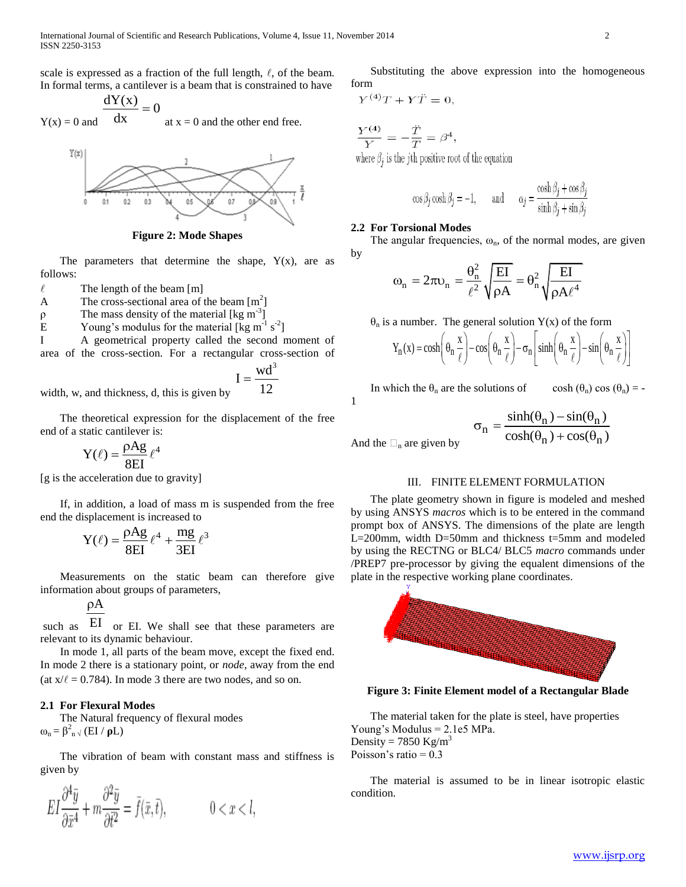scale is expressed as a fraction of the full length, $\ell$, of the beam. In formal terms, a cantilever is a beam that is constrained to have $Y(x) = 0$ and $\frac{dY(x)}{dx} = 0$ at $x = 0$ and the other end free.

**Figure 2: Mode Shapes**

The parameters that determine the shape, $Y(x)$, are as follows:

- $\ell$ The length of the beam [m]
- $A$ The cross-sectional area of the beam [$m^2$]
- $\rho$ The mass density of the material [$kg\ m^{-3}$]
- $E$ Young's modulus for the material [$kg\ m^{-1}\ s^{-2}$]
- $I$ A geometrical property called the second moment of area of the cross-section. For a rectangular cross-section of width, w, and thickness, d, this is given by $I = \frac{wd^3}{12}$

The theoretical expression for the displacement of the free end of a static cantilever is:

$$Y(\ell) = \frac{\rho A g}{8EI}\ell^4$$

[g is the acceleration due to gravity]

If, in addition, a load of mass m is suspended from the free end the displacement is increased to

$$Y(\ell) = \frac{\rho A g}{8EI}\ell^4 + \frac{mg}{3EI}\ell^3$$

Measurements on the static beam can therefore give information about groups of parameters, such as $\frac{\rho A}{EI}$ or EI. We shall see that these parameters are relevant to its dynamic behaviour.

In mode 1, all parts of the beam move, except the fixed end. In mode 2 there is a stationary point, or *node*, away from the end (at $x/\ell = 0.784$). In mode 3 there are two nodes, and so on.

### 2.1 For Flexural Modes

The Natural frequency of flexural modes

$\omega_n = \beta^2_n \sqrt{(EI / \rho L)}$

The vibration of beam with constant mass and stiffness is given by

$$EI\frac{\partial^4 \bar{y}}{\partial \bar{x}^4} + m\frac{\partial^2 \bar{y}}{\partial \bar{t}^2} = \bar{f}(\bar{x}, \bar{t}), \qquad 0 < x < l,$$

Substituting the above expression into the homogeneous form

$$Y^{(4)}T + Y\ddot{T} = 0,$$

$$\frac{Y^{(4)}}{Y} = -\frac{\ddot{T}}{T} = \beta^4,$$

where $\beta_j$ is the jth positive root of the equation

$$\cos\beta_j \cosh\beta_j = -1, \quad \text{and} \quad \alpha_j = \frac{\cosh\beta_j + \cos\beta_j}{\sinh\beta_j + \sin\beta_j}$$

### 2.2 For Torsional Modes

The angular frequencies, $\omega_n$, of the normal modes, are given by

$$\omega_n = 2\pi\upsilon_n = \frac{\theta_n^2}{\ell^2}\sqrt{\frac{EI}{\rho A}} = \theta_n^2\sqrt{\frac{EI}{\rho A \ell^4}}$$

$\theta_n$ is a number. The general solution $Y(x)$ of the form

$$Y_n(x) = \cosh\left(\theta_n \frac{x}{\ell}\right) - \cos\left(\theta_n \frac{x}{\ell}\right) - \sigma_n\left[\sinh\left(\theta_n \frac{x}{\ell}\right) - \sin\left(\theta_n \frac{x}{\ell}\right)\right]$$

In which the $\theta_n$ are the solutions of $\cosh(\theta_n)\cos(\theta_n) = -1$

And the $\sigma_n$ are given by

$$\sigma_n = \frac{\sinh(\theta_n) - \sin(\theta_n)}{\cosh(\theta_n) + \cos(\theta_n)}$$

## III. FINITE ELEMENT FORMULATION

The plate geometry shown in figure is modeled and meshed by using ANSYS *macros* which is to be entered in the command prompt box of ANSYS. The dimensions of the plate are length L=200mm, width D=50mm and thickness t=5mm and modeled by using the RECTNG or BLC4/ BLC5 *macro* commands under /PREP7 pre-processor by giving the equelent dimensions of the plate in the respective working plane coordinates.

**Figure 3: Finite Element model of a Rectangular Blade**

The material taken for the plate is steel, have properties
Young's Modulus = 2.1e5 MPa.
Density = 7850 Kg/$m^3$
Poisson's ratio = 0.3

The material is assumed to be in linear isotropic elastic condition.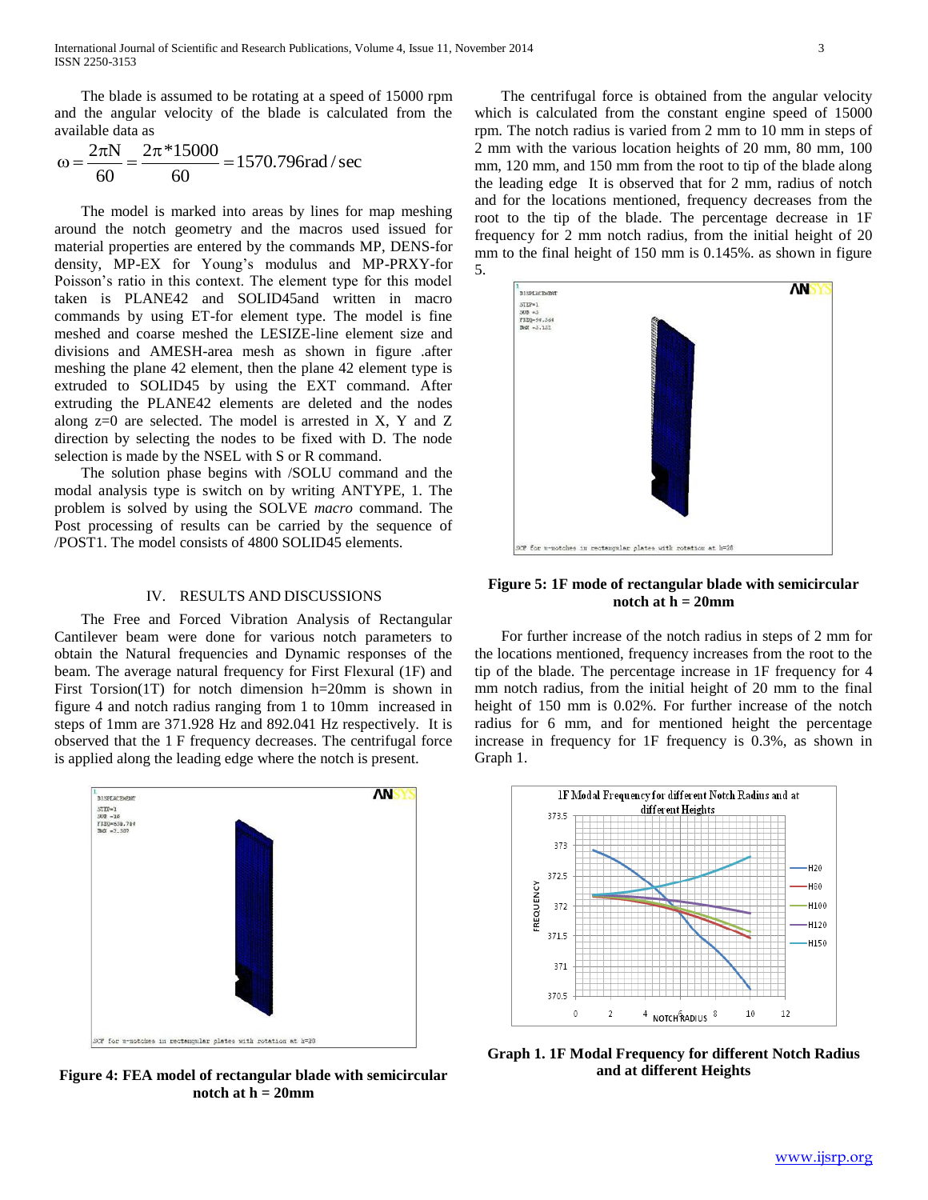The blade is assumed to be rotating at a speed of 15000 rpm and the angular velocity of the blade is calculated from the available data as

$$\omega = \frac{2\pi N}{60} = \frac{2\pi * 15000}{60} = 1570.796 \text{rad/sec}$$

The model is marked into areas by lines for map meshing around the notch geometry and the macros used issued for material properties are entered by the commands MP, DENS-for density, MP-EX for Young's modulus and MP-PRXY-for Poisson's ratio in this context. The element type for this model taken is PLANE42 and SOLID45and written in macro commands by using ET-for element type. The model is fine meshed and coarse meshed the LESIZE-line element size and divisions and AMESH-area mesh as shown in figure .after meshing the plane 42 element, then the plane 42 element type is extruded to SOLID45 by using the EXT command. After extruding the PLANE42 elements are deleted and the nodes along z=0 are selected. The model is arrested in X, Y and Z direction by selecting the nodes to be fixed with D. The node selection is made by the NSEL with S or R command.

The solution phase begins with /SOLU command and the modal analysis type is switch on by writing ANTYPE, 1. The problem is solved by using the SOLVE *macro* command. The Post processing of results can be carried by the sequence of /POST1. The model consists of 4800 SOLID45 elements.

## IV. RESULTS AND DISCUSSIONS

The Free and Forced Vibration Analysis of Rectangular Cantilever beam were done for various notch parameters to obtain the Natural frequencies and Dynamic responses of the beam. The average natural frequency for First Flexural (1F) and First Torsion(1T) for notch dimension h=20mm is shown in figure 4 and notch radius ranging from 1 to 10mm increased in steps of 1mm are 371.928 Hz and 892.041 Hz respectively. It is observed that the 1 F frequency decreases. The centrifugal force is applied along the leading edge where the notch is present.

**Figure 4: FEA model of rectangular blade with semicircular notch at h = 20mm**

The centrifugal force is obtained from the angular velocity which is calculated from the constant engine speed of 15000 rpm. The notch radius is varied from 2 mm to 10 mm in steps of 2 mm with the various location heights of 20 mm, 80 mm, 100 mm, 120 mm, and 150 mm from the root to tip of the blade along the leading edge It is observed that for 2 mm, radius of notch and for the locations mentioned, frequency decreases from the root to the tip of the blade. The percentage decrease in 1F frequency for 2 mm notch radius, from the initial height of 20 mm to the final height of 150 mm is 0.145%. as shown in figure 5.

**Figure 5: 1F mode of rectangular blade with semicircular notch at h = 20mm**

For further increase of the notch radius in steps of 2 mm for the locations mentioned, frequency increases from the root to the tip of the blade. The percentage increase in 1F frequency for 4 mm notch radius, from the initial height of 20 mm to the final height of 150 mm is 0.02%. For further increase of the notch radius for 6 mm, and for mentioned height the percentage increase in frequency for 1F frequency is 0.3%, as shown in Graph 1.

**Graph 1. 1F Modal Frequency for different Notch Radius and at different Heights**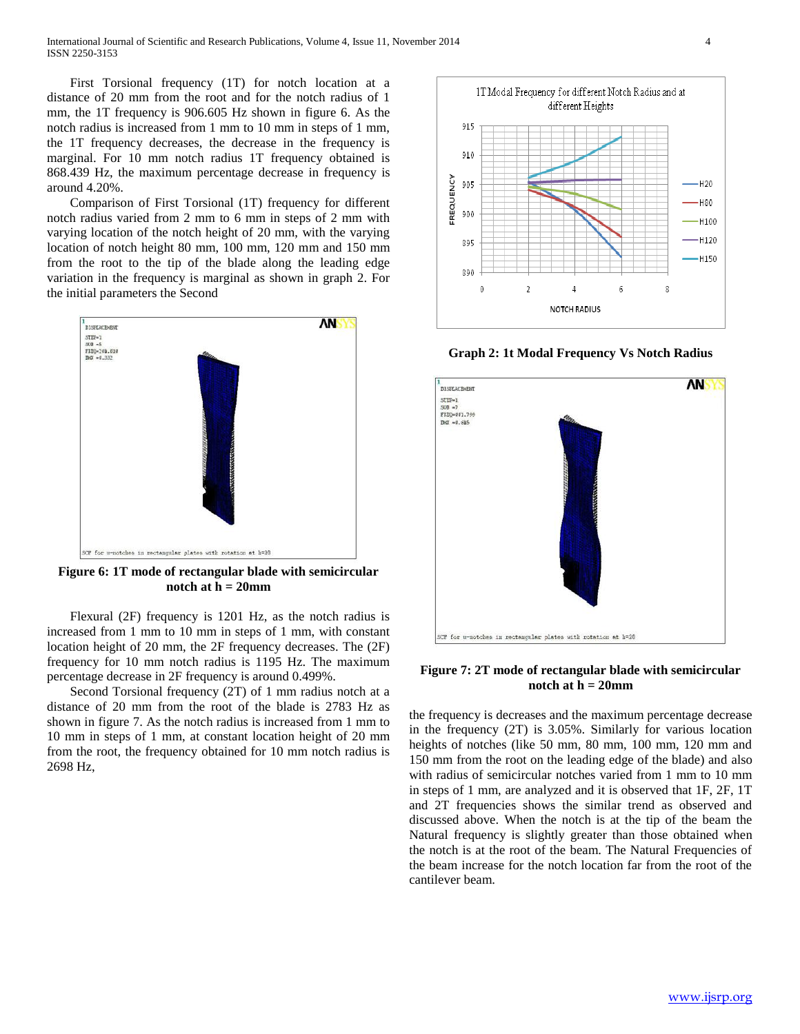First Torsional frequency (1T) for notch location at a distance of 20 mm from the root and for the notch radius of 1 mm, the 1T frequency is 906.605 Hz shown in figure 6. As the notch radius is increased from 1 mm to 10 mm in steps of 1 mm, the 1T frequency decreases, the decrease in the frequency is marginal. For 10 mm notch radius 1T frequency obtained is 868.439 Hz, the maximum percentage decrease in frequency is around 4.20%.

Comparison of First Torsional (1T) frequency for different notch radius varied from 2 mm to 6 mm in steps of 2 mm with varying location of the notch height of 20 mm, with the varying location of notch height 80 mm, 100 mm, 120 mm and 150 mm from the root to the tip of the blade along the leading edge variation in the frequency is marginal as shown in graph 2. For the initial parameters the Second

**Figure 6: 1T mode of rectangular blade with semicircular notch at h = 20mm**

Flexural (2F) frequency is 1201 Hz, as the notch radius is increased from 1 mm to 10 mm in steps of 1 mm, with constant location height of 20 mm, the 2F frequency decreases. The (2F) frequency for 10 mm notch radius is 1195 Hz. The maximum percentage decrease in 2F frequency is around 0.499%.

Second Torsional frequency (2T) of 1 mm radius notch at a distance of 20 mm from the root of the blade is 2783 Hz as shown in figure 7. As the notch radius is increased from 1 mm to 10 mm in steps of 1 mm, at constant location height of 20 mm from the root, the frequency obtained for 10 mm notch radius is 2698 Hz,

**Graph 2: 1t Modal Frequency Vs Notch Radius**

**Figure 7: 2T mode of rectangular blade with semicircular notch at h = 20mm**

the frequency is decreases and the maximum percentage decrease in the frequency (2T) is 3.05%. Similarly for various location heights of notches (like 50 mm, 80 mm, 100 mm, 120 mm and 150 mm from the root on the leading edge of the blade) and also with radius of semicircular notches varied from 1 mm to 10 mm in steps of 1 mm, are analyzed and it is observed that 1F, 2F, 1T and 2T frequencies shows the similar trend as observed and discussed above. When the notch is at the tip of the beam the Natural frequency is slightly greater than those obtained when the notch is at the root of the beam. The Natural Frequencies of the beam increase for the notch location far from the root of the cantilever beam.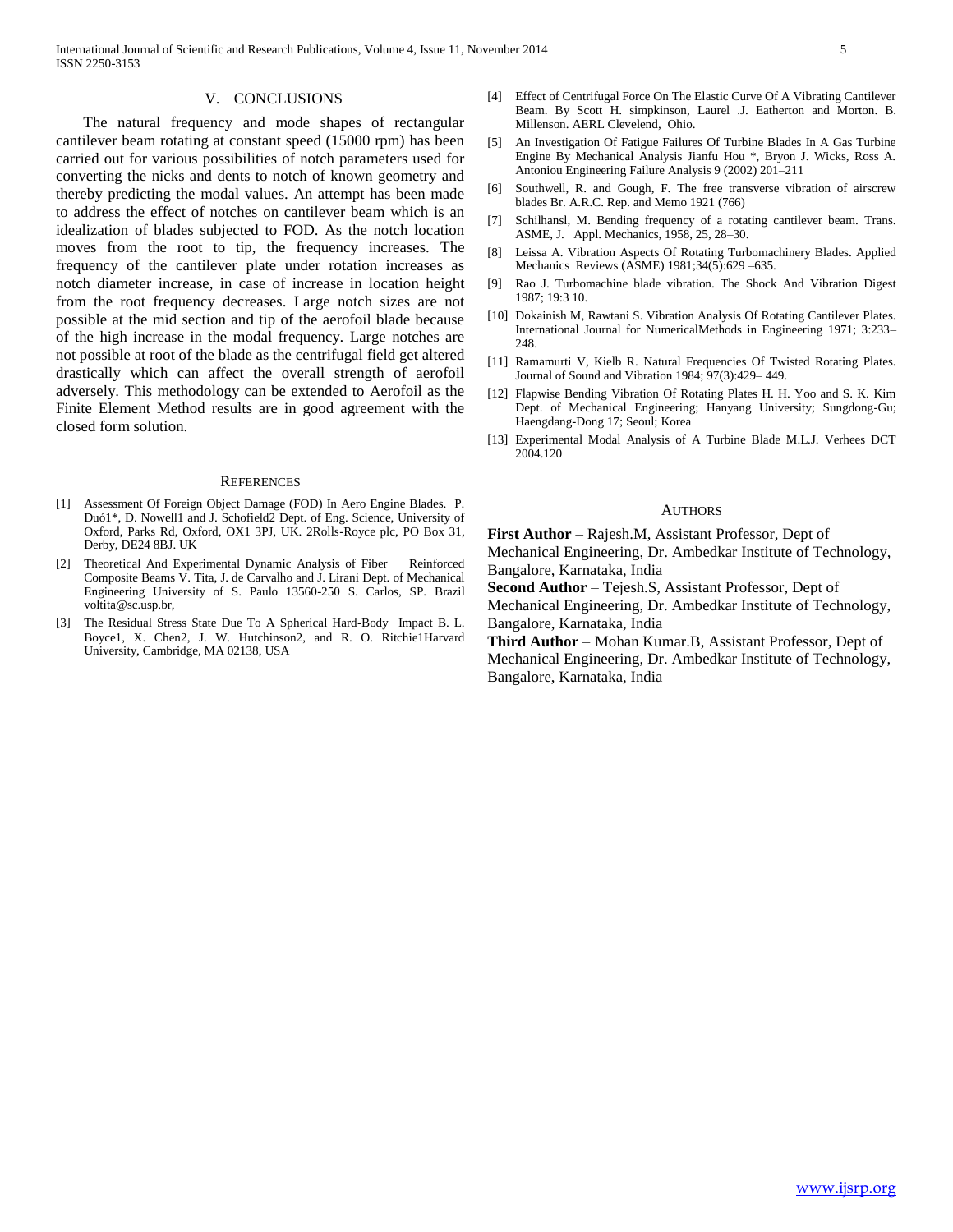## V. CONCLUSIONS

The natural frequency and mode shapes of rectangular cantilever beam rotating at constant speed (15000 rpm) has been carried out for various possibilities of notch parameters used for converting the nicks and dents to notch of known geometry and thereby predicting the modal values. An attempt has been made to address the effect of notches on cantilever beam which is an idealization of blades subjected to FOD. As the notch location moves from the root to tip, the frequency increases. The frequency of the cantilever plate under rotation increases as notch diameter increase, in case of increase in location height from the root frequency decreases. Large notch sizes are not possible at the mid section and tip of the aerofoil blade because of the high increase in the modal frequency. Large notches are not possible at root of the blade as the centrifugal field get altered drastically which can affect the overall strength of aerofoil adversely. This methodology can be extended to Aerofoil as the Finite Element Method results are in good agreement with the closed form solution.

## REFERENCES

[1] Assessment Of Foreign Object Damage (FOD) In Aero Engine Blades. P. Duó1*, D. Nowell1 and J. Schofield2 Dept. of Eng. Science, University of Oxford, Parks Rd, Oxford, OX1 3PJ, UK. 2Rolls-Royce plc, PO Box 31, Derby, DE24 8BJ. UK

[2] Theoretical And Experimental Dynamic Analysis of Fiber Reinforced Composite Beams V. Tita, J. de Carvalho and J. Lirani Dept. of Mechanical Engineering University of S. Paulo 13560-250 S. Carlos, SP. Brazil voltita@sc.usp.br,

[3] The Residual Stress State Due To A Spherical Hard-Body Impact B. L. Boyce1, X. Chen2, J. W. Hutchinson2, and R. O. Ritchie1Harvard University, Cambridge, MA 02138, USA

[4] Effect of Centrifugal Force On The Elastic Curve Of A Vibrating Cantilever Beam. By Scott H. simpkinson, Laurel .J. Eatherton and Morton. B. Millenson. AERL Clevelend, Ohio.

[5] An Investigation Of Fatigue Failures Of Turbine Blades In A Gas Turbine Engine By Mechanical Analysis Jianfu Hou *, Bryon J. Wicks, Ross A. Antoniou Engineering Failure Analysis 9 (2002) 201–211

[6] Southwell, R. and Gough, F. The free transverse vibration of airscrew blades Br. A.R.C. Rep. and Memo 1921 (766)

[7] Schilhansl, M. Bending frequency of a rotating cantilever beam. Trans. ASME, J. Appl. Mechanics, 1958, 25, 28–30.

[8] Leissa A. Vibration Aspects Of Rotating Turbomachinery Blades. Applied Mechanics Reviews (ASME) 1981;34(5):629 –635.

[9] Rao J. Turbomachine blade vibration. The Shock And Vibration Digest 1987; 19:3 10.

[10] Dokainish M, Rawtani S. Vibration Analysis Of Rotating Cantilever Plates. International Journal for NumericalMethods in Engineering 1971; 3:233–248.

[11] Ramamurti V, Kielb R. Natural Frequencies Of Twisted Rotating Plates. Journal of Sound and Vibration 1984; 97(3):429– 449.

[12] Flapwise Bending Vibration Of Rotating Plates H. H. Yoo and S. K. Kim Dept. of Mechanical Engineering; Hanyang University; Sungdong-Gu; Haengdang-Dong 17; Seoul; Korea

[13] Experimental Modal Analysis of A Turbine Blade M.L.J. Verhees DCT 2004.120

## AUTHORS

**First Author** – Rajesh.M, Assistant Professor, Dept of Mechanical Engineering, Dr. Ambedkar Institute of Technology, Bangalore, Karnataka, India

**Second Author** – Tejesh.S, Assistant Professor, Dept of Mechanical Engineering, Dr. Ambedkar Institute of Technology, Bangalore, Karnataka, India

**Third Author** – Mohan Kumar.B, Assistant Professor, Dept of Mechanical Engineering, Dr. Ambedkar Institute of Technology, Bangalore, Karnataka, India